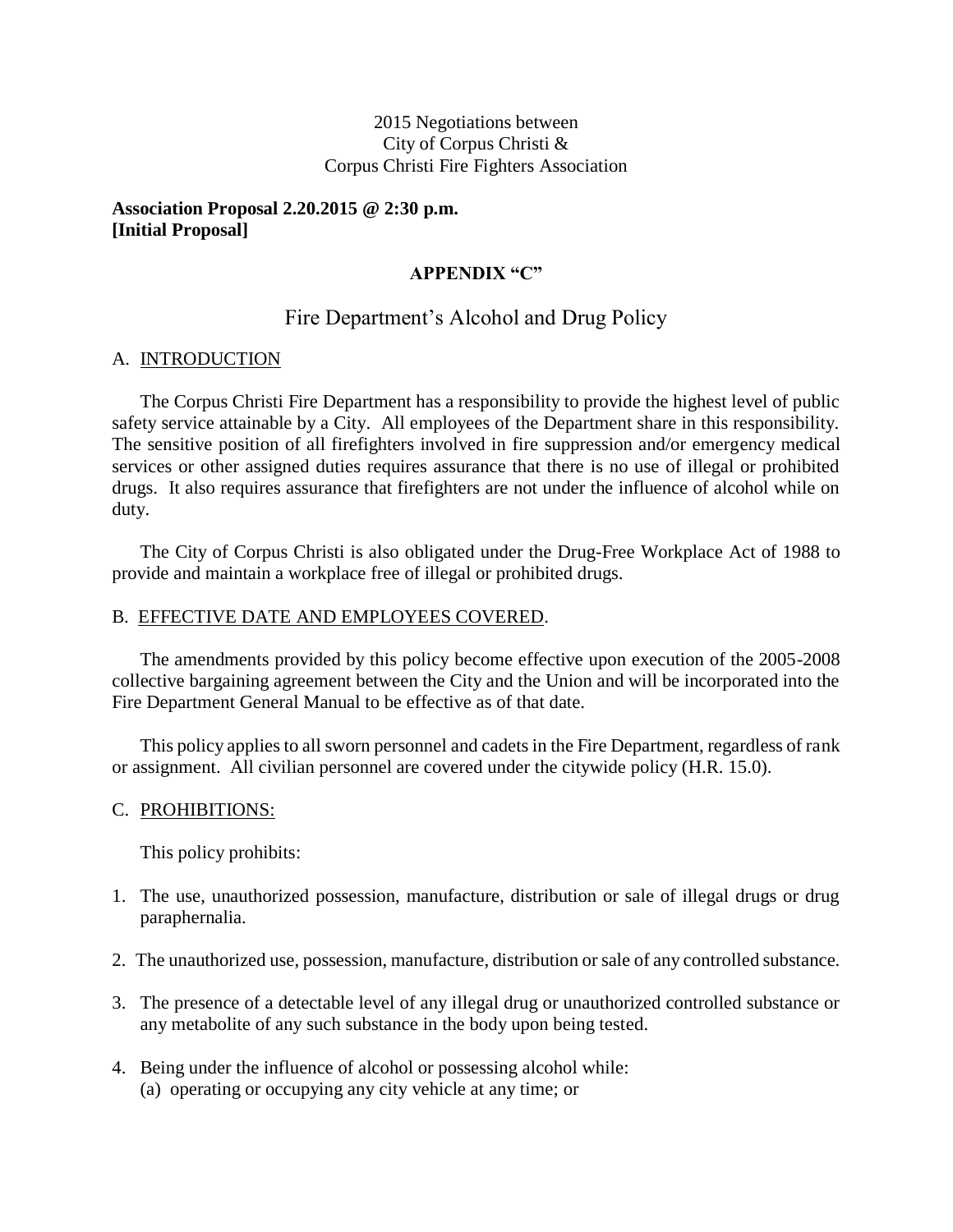2015 Negotiations between
City of Corpus Christi &
Corpus Christi Fire Fighters Association

**Association Proposal 2.20.2015 @ 2:30 p.m.**
**[Initial Proposal]**

## APPENDIX "C"

# Fire Department's Alcohol and Drug Policy

## A. INTRODUCTION

The Corpus Christi Fire Department has a responsibility to provide the highest level of public safety service attainable by a City. All employees of the Department share in this responsibility. The sensitive position of all firefighters involved in fire suppression and/or emergency medical services or other assigned duties requires assurance that there is no use of illegal or prohibited drugs. It also requires assurance that firefighters are not under the influence of alcohol while on duty.

The City of Corpus Christi is also obligated under the Drug-Free Workplace Act of 1988 to provide and maintain a workplace free of illegal or prohibited drugs.

## B. EFFECTIVE DATE AND EMPLOYEES COVERED.

The amendments provided by this policy become effective upon execution of the 2005-2008 collective bargaining agreement between the City and the Union and will be incorporated into the Fire Department General Manual to be effective as of that date.

This policy applies to all sworn personnel and cadets in the Fire Department, regardless of rank or assignment. All civilian personnel are covered under the citywide policy (H.R. 15.0).

## C. PROHIBITIONS:

This policy prohibits:

1. The use, unauthorized possession, manufacture, distribution or sale of illegal drugs or drug paraphernalia.
2. The unauthorized use, possession, manufacture, distribution or sale of any controlled substance.
3. The presence of a detectable level of any illegal drug or unauthorized controlled substance or any metabolite of any such substance in the body upon being tested.
4. Being under the influence of alcohol or possessing alcohol while:
   (a) operating or occupying any city vehicle at any time; or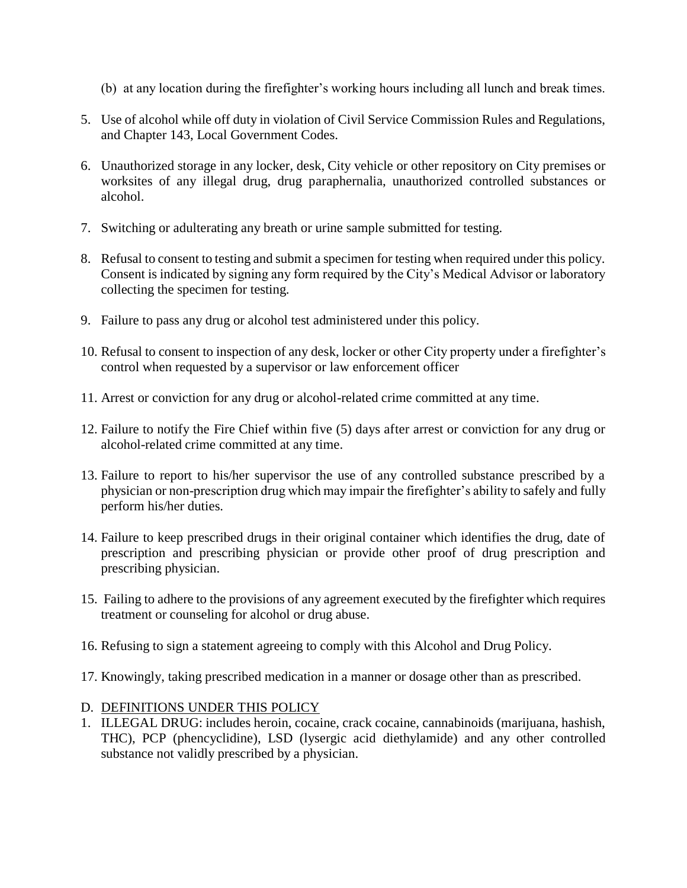(b) at any location during the firefighter's working hours including all lunch and break times.

5. Use of alcohol while off duty in violation of Civil Service Commission Rules and Regulations, and Chapter 143, Local Government Codes.

6. Unauthorized storage in any locker, desk, City vehicle or other repository on City premises or worksites of any illegal drug, drug paraphernalia, unauthorized controlled substances or alcohol.

7. Switching or adulterating any breath or urine sample submitted for testing.

8. Refusal to consent to testing and submit a specimen for testing when required under this policy. Consent is indicated by signing any form required by the City's Medical Advisor or laboratory collecting the specimen for testing.

9. Failure to pass any drug or alcohol test administered under this policy.

10. Refusal to consent to inspection of any desk, locker or other City property under a firefighter's control when requested by a supervisor or law enforcement officer

11. Arrest or conviction for any drug or alcohol-related crime committed at any time.

12. Failure to notify the Fire Chief within five (5) days after arrest or conviction for any drug or alcohol-related crime committed at any time.

13. Failure to report to his/her supervisor the use of any controlled substance prescribed by a physician or non-prescription drug which may impair the firefighter's ability to safely and fully perform his/her duties.

14. Failure to keep prescribed drugs in their original container which identifies the drug, date of prescription and prescribing physician or provide other proof of drug prescription and prescribing physician.

15. Failing to adhere to the provisions of any agreement executed by the firefighter which requires treatment or counseling for alcohol or drug abuse.

16. Refusing to sign a statement agreeing to comply with this Alcohol and Drug Policy.

17. Knowingly, taking prescribed medication in a manner or dosage other than as prescribed.

D. <u>DEFINITIONS UNDER THIS POLICY</u>

1. ILLEGAL DRUG: includes heroin, cocaine, crack cocaine, cannabinoids (marijuana, hashish, THC), PCP (phencyclidine), LSD (lysergic acid diethylamide) and any other controlled substance not validly prescribed by a physician.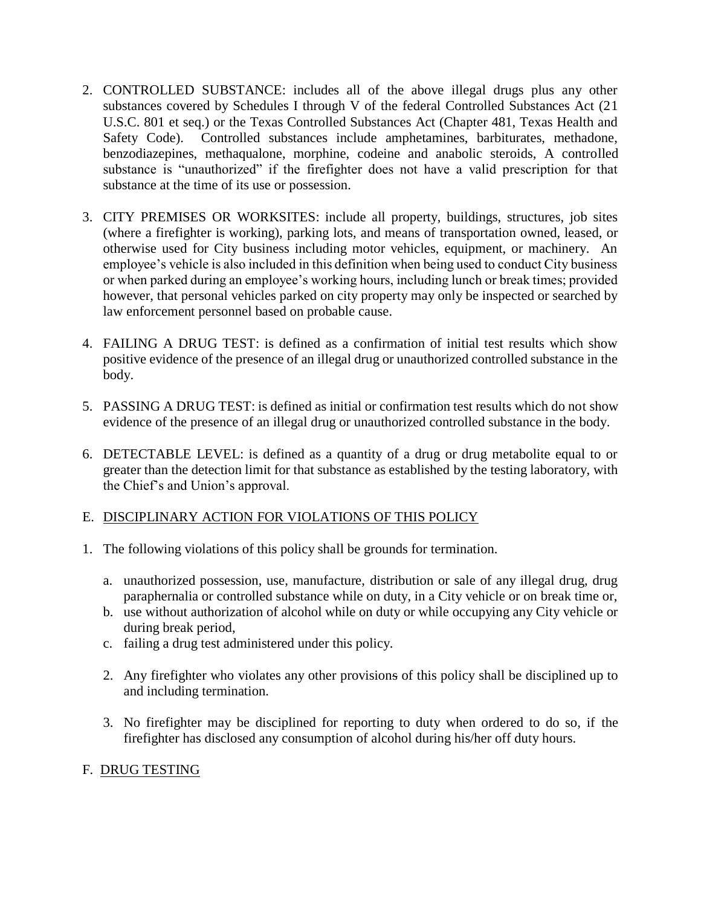2. CONTROLLED SUBSTANCE: includes all of the above illegal drugs plus any other substances covered by Schedules I through V of the federal Controlled Substances Act (21 U.S.C. 801 et seq.) or the Texas Controlled Substances Act (Chapter 481, Texas Health and Safety Code). Controlled substances include amphetamines, barbiturates, methadone, benzodiazepines, methaqualone, morphine, codeine and anabolic steroids, A controlled substance is "unauthorized" if the firefighter does not have a valid prescription for that substance at the time of its use or possession.

3. CITY PREMISES OR WORKSITES: include all property, buildings, structures, job sites (where a firefighter is working), parking lots, and means of transportation owned, leased, or otherwise used for City business including motor vehicles, equipment, or machinery. An employee's vehicle is also included in this definition when being used to conduct City business or when parked during an employee's working hours, including lunch or break times; provided however, that personal vehicles parked on city property may only be inspected or searched by law enforcement personnel based on probable cause.

4. FAILING A DRUG TEST: is defined as a confirmation of initial test results which show positive evidence of the presence of an illegal drug or unauthorized controlled substance in the body.

5. PASSING A DRUG TEST: is defined as initial or confirmation test results which do not show evidence of the presence of an illegal drug or unauthorized controlled substance in the body.

6. DETECTABLE LEVEL: is defined as a quantity of a drug or drug metabolite equal to or greater than the detection limit for that substance as established by the testing laboratory, with the Chief's and Union's approval.

## E. DISCIPLINARY ACTION FOR VIOLATIONS OF THIS POLICY

1. The following violations of this policy shall be grounds for termination.

   a. unauthorized possession, use, manufacture, distribution or sale of any illegal drug, drug paraphernalia or controlled substance while on duty, in a City vehicle or on break time or,
   b. use without authorization of alcohol while on duty or while occupying any City vehicle or during break period,
   c. failing a drug test administered under this policy.

2. Any firefighter who violates any other provisions of this policy shall be disciplined up to and including termination.

3. No firefighter may be disciplined for reporting to duty when ordered to do so, if the firefighter has disclosed any consumption of alcohol during his/her off duty hours.

## F. DRUG TESTING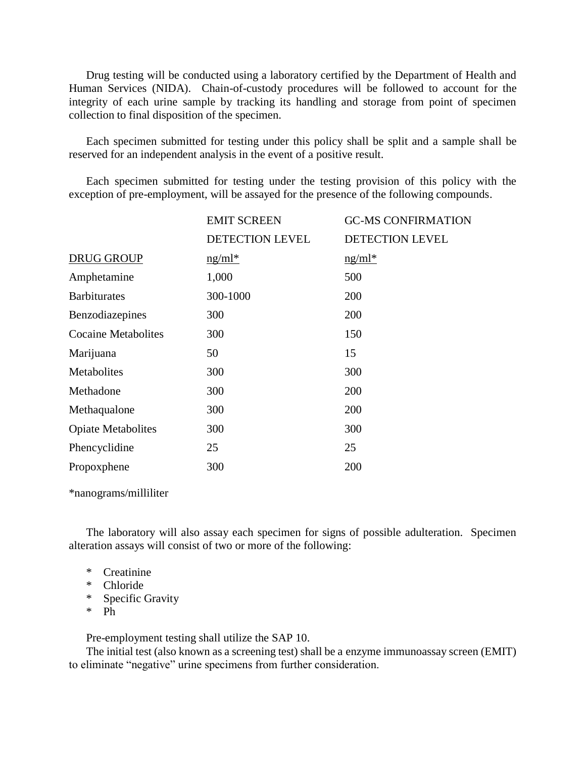Drug testing will be conducted using a laboratory certified by the Department of Health and Human Services (NIDA). Chain-of-custody procedures will be followed to account for the integrity of each urine sample by tracking its handling and storage from point of specimen collection to final disposition of the specimen.

Each specimen submitted for testing under this policy shall be split and a sample shall be reserved for an independent analysis in the event of a positive result.

Each specimen submitted for testing under the testing provision of this policy with the exception of pre-employment, will be assayed for the presence of the following compounds.

| DRUG GROUP | EMIT SCREEN DETECTION LEVEL ng/ml* | GC-MS CONFIRMATION DETECTION LEVEL ng/ml* |
|---|---|---|
| Amphetamine | 1,000 | 500 |
| Barbiturates | 300-1000 | 200 |
| Benzodiazepines | 300 | 200 |
| Cocaine Metabolites | 300 | 150 |
| Marijuana | 50 | 15 |
| Metabolites | 300 | 300 |
| Methadone | 300 | 200 |
| Methaqualone | 300 | 200 |
| Opiate Metabolites | 300 | 300 |
| Phencyclidine | 25 | 25 |
| Propoxphene | 300 | 200 |

*nanograms/milliliter

The laboratory will also assay each specimen for signs of possible adulteration. Specimen alteration assays will consist of two or more of the following:

* Creatinine
* Chloride
* Specific Gravity
* Ph

Pre-employment testing shall utilize the SAP 10.

The initial test (also known as a screening test) shall be a enzyme immunoassay screen (EMIT) to eliminate "negative" urine specimens from further consideration.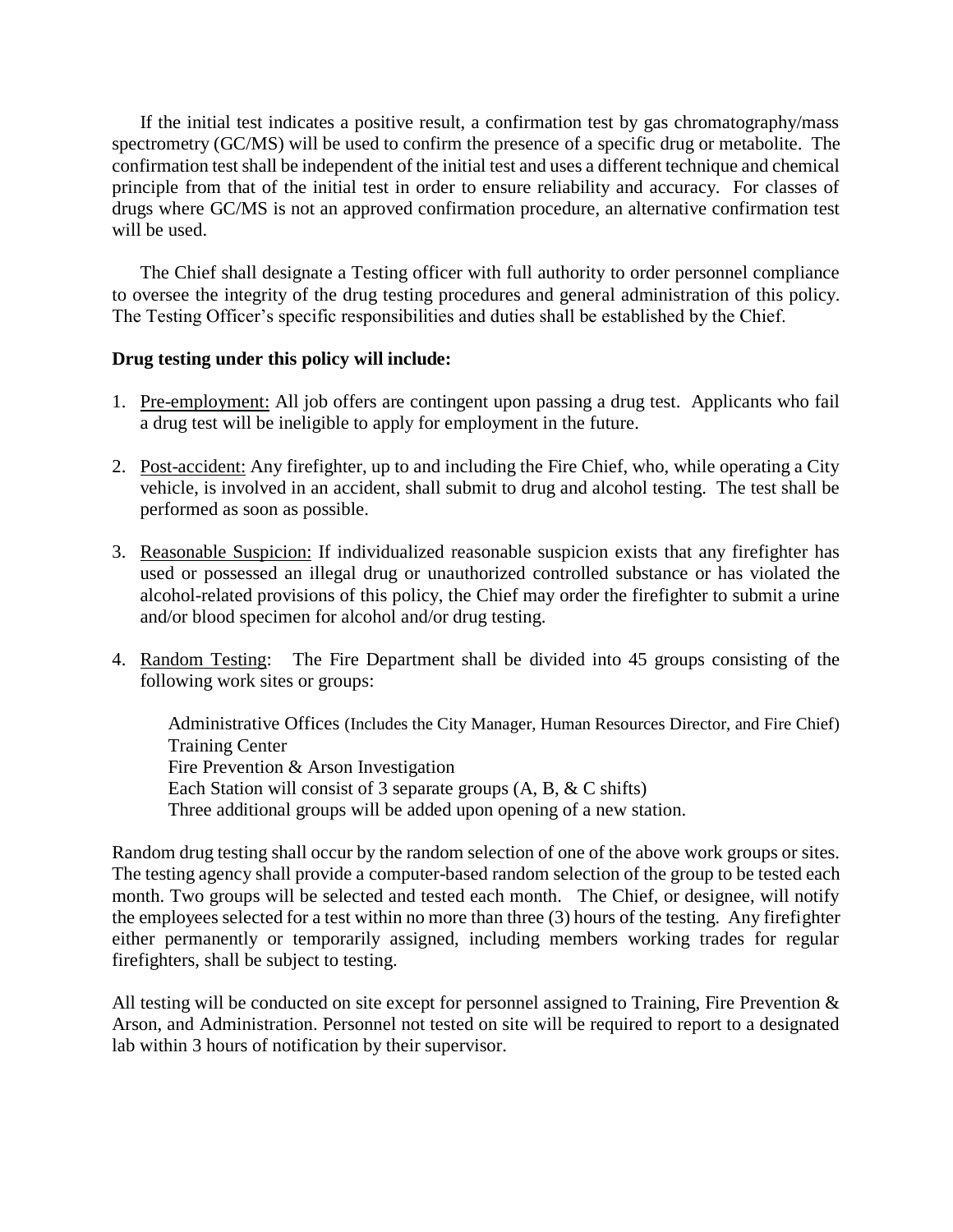If the initial test indicates a positive result, a confirmation test by gas chromatography/mass spectrometry (GC/MS) will be used to confirm the presence of a specific drug or metabolite. The confirmation test shall be independent of the initial test and uses a different technique and chemical principle from that of the initial test in order to ensure reliability and accuracy. For classes of drugs where GC/MS is not an approved confirmation procedure, an alternative confirmation test will be used.

The Chief shall designate a Testing officer with full authority to order personnel compliance to oversee the integrity of the drug testing procedures and general administration of this policy. The Testing Officer's specific responsibilities and duties shall be established by the Chief.

**Drug testing under this policy will include:**

1. Pre-employment: All job offers are contingent upon passing a drug test. Applicants who fail a drug test will be ineligible to apply for employment in the future.

2. Post-accident: Any firefighter, up to and including the Fire Chief, who, while operating a City vehicle, is involved in an accident, shall submit to drug and alcohol testing. The test shall be performed as soon as possible.

3. Reasonable Suspicion: If individualized reasonable suspicion exists that any firefighter has used or possessed an illegal drug or unauthorized controlled substance or has violated the alcohol-related provisions of this policy, the Chief may order the firefighter to submit a urine and/or blood specimen for alcohol and/or drug testing.

4. Random Testing: The Fire Department shall be divided into 45 groups consisting of the following work sites or groups:

   Administrative Offices (Includes the City Manager, Human Resources Director, and Fire Chief)
   Training Center
   Fire Prevention & Arson Investigation
   Each Station will consist of 3 separate groups (A, B, & C shifts)
   Three additional groups will be added upon opening of a new station.

Random drug testing shall occur by the random selection of one of the above work groups or sites. The testing agency shall provide a computer-based random selection of the group to be tested each month. Two groups will be selected and tested each month. The Chief, or designee, will notify the employees selected for a test within no more than three (3) hours of the testing. Any firefighter either permanently or temporarily assigned, including members working trades for regular firefighters, shall be subject to testing.

All testing will be conducted on site except for personnel assigned to Training, Fire Prevention & Arson, and Administration. Personnel not tested on site will be required to report to a designated lab within 3 hours of notification by their supervisor.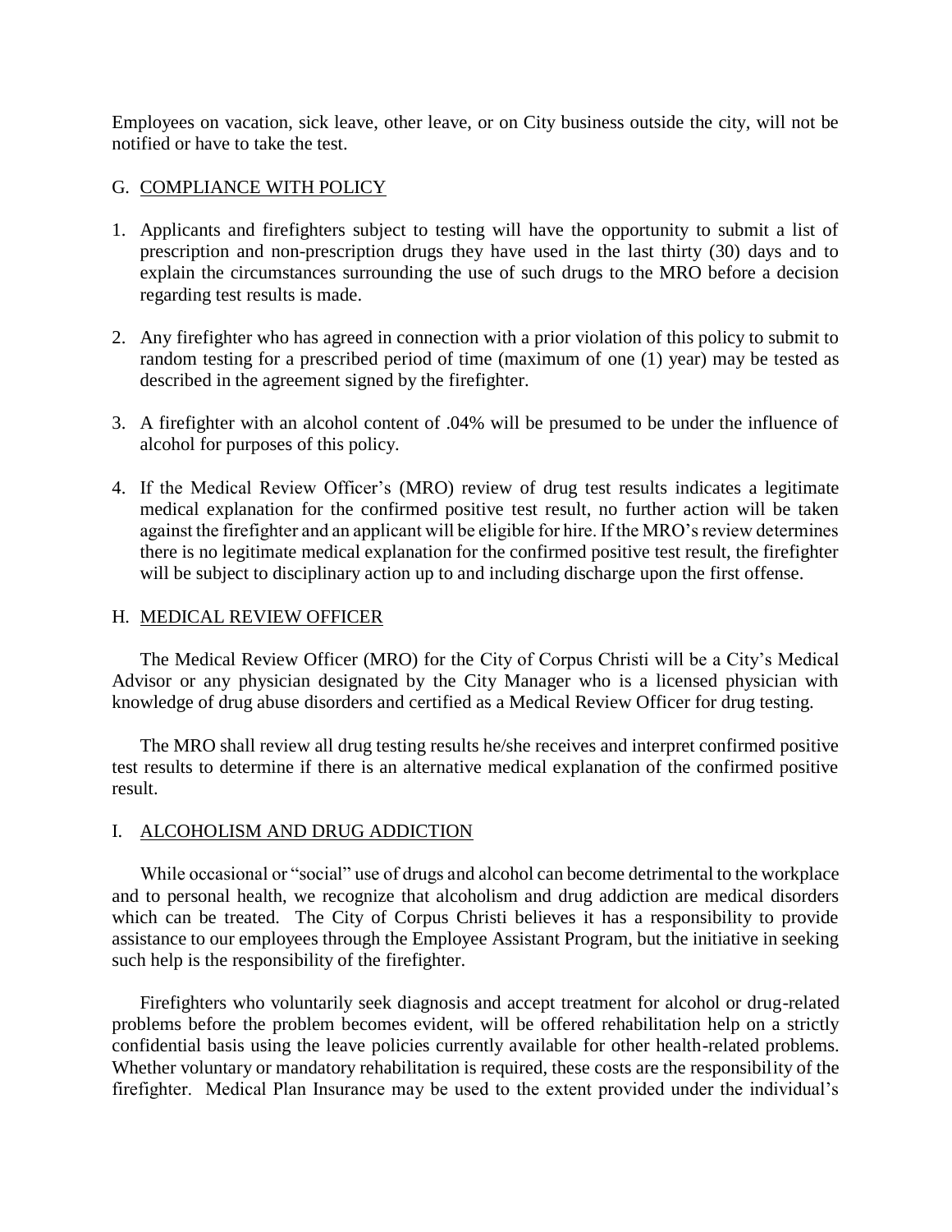Employees on vacation, sick leave, other leave, or on City business outside the city, will not be notified or have to take the test.

## G. COMPLIANCE WITH POLICY

1. Applicants and firefighters subject to testing will have the opportunity to submit a list of prescription and non-prescription drugs they have used in the last thirty (30) days and to explain the circumstances surrounding the use of such drugs to the MRO before a decision regarding test results is made.

2. Any firefighter who has agreed in connection with a prior violation of this policy to submit to random testing for a prescribed period of time (maximum of one (1) year) may be tested as described in the agreement signed by the firefighter.

3. A firefighter with an alcohol content of .04% will be presumed to be under the influence of alcohol for purposes of this policy.

4. If the Medical Review Officer's (MRO) review of drug test results indicates a legitimate medical explanation for the confirmed positive test result, no further action will be taken against the firefighter and an applicant will be eligible for hire. If the MRO's review determines there is no legitimate medical explanation for the confirmed positive test result, the firefighter will be subject to disciplinary action up to and including discharge upon the first offense.

## H. MEDICAL REVIEW OFFICER

The Medical Review Officer (MRO) for the City of Corpus Christi will be a City's Medical Advisor or any physician designated by the City Manager who is a licensed physician with knowledge of drug abuse disorders and certified as a Medical Review Officer for drug testing.

The MRO shall review all drug testing results he/she receives and interpret confirmed positive test results to determine if there is an alternative medical explanation of the confirmed positive result.

## I. ALCOHOLISM AND DRUG ADDICTION

While occasional or "social" use of drugs and alcohol can become detrimental to the workplace and to personal health, we recognize that alcoholism and drug addiction are medical disorders which can be treated. The City of Corpus Christi believes it has a responsibility to provide assistance to our employees through the Employee Assistant Program, but the initiative in seeking such help is the responsibility of the firefighter.

Firefighters who voluntarily seek diagnosis and accept treatment for alcohol or drug-related problems before the problem becomes evident, will be offered rehabilitation help on a strictly confidential basis using the leave policies currently available for other health-related problems. Whether voluntary or mandatory rehabilitation is required, these costs are the responsibility of the firefighter. Medical Plan Insurance may be used to the extent provided under the individual's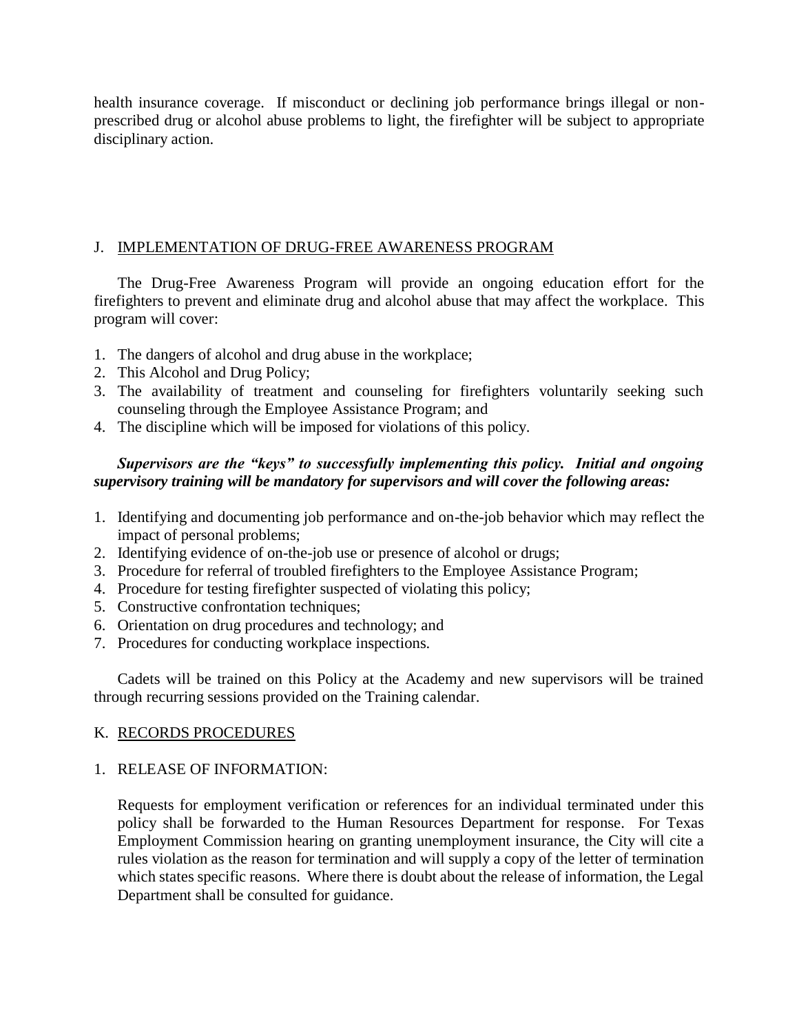health insurance coverage. If misconduct or declining job performance brings illegal or non-prescribed drug or alcohol abuse problems to light, the firefighter will be subject to appropriate disciplinary action.

## J. IMPLEMENTATION OF DRUG-FREE AWARENESS PROGRAM

The Drug-Free Awareness Program will provide an ongoing education effort for the firefighters to prevent and eliminate drug and alcohol abuse that may affect the workplace. This program will cover:

1. The dangers of alcohol and drug abuse in the workplace;
2. This Alcohol and Drug Policy;
3. The availability of treatment and counseling for firefighters voluntarily seeking such counseling through the Employee Assistance Program; and
4. The discipline which will be imposed for violations of this policy.

***Supervisors are the "keys" to successfully implementing this policy. Initial and ongoing supervisory training will be mandatory for supervisors and will cover the following areas:***

1. Identifying and documenting job performance and on-the-job behavior which may reflect the impact of personal problems;
2. Identifying evidence of on-the-job use or presence of alcohol or drugs;
3. Procedure for referral of troubled firefighters to the Employee Assistance Program;
4. Procedure for testing firefighter suspected of violating this policy;
5. Constructive confrontation techniques;
6. Orientation on drug procedures and technology; and
7. Procedures for conducting workplace inspections.

Cadets will be trained on this Policy at the Academy and new supervisors will be trained through recurring sessions provided on the Training calendar.

## K. RECORDS PROCEDURES

### 1. RELEASE OF INFORMATION:

Requests for employment verification or references for an individual terminated under this policy shall be forwarded to the Human Resources Department for response. For Texas Employment Commission hearing on granting unemployment insurance, the City will cite a rules violation as the reason for termination and will supply a copy of the letter of termination which states specific reasons. Where there is doubt about the release of information, the Legal Department shall be consulted for guidance.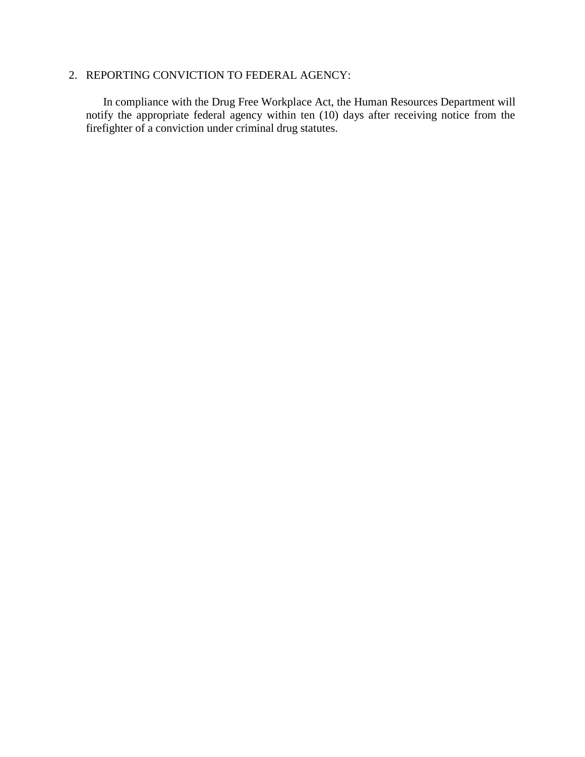2. REPORTING CONVICTION TO FEDERAL AGENCY:

   In compliance with the Drug Free Workplace Act, the Human Resources Department will notify the appropriate federal agency within ten (10) days after receiving notice from the firefighter of a conviction under criminal drug statutes.